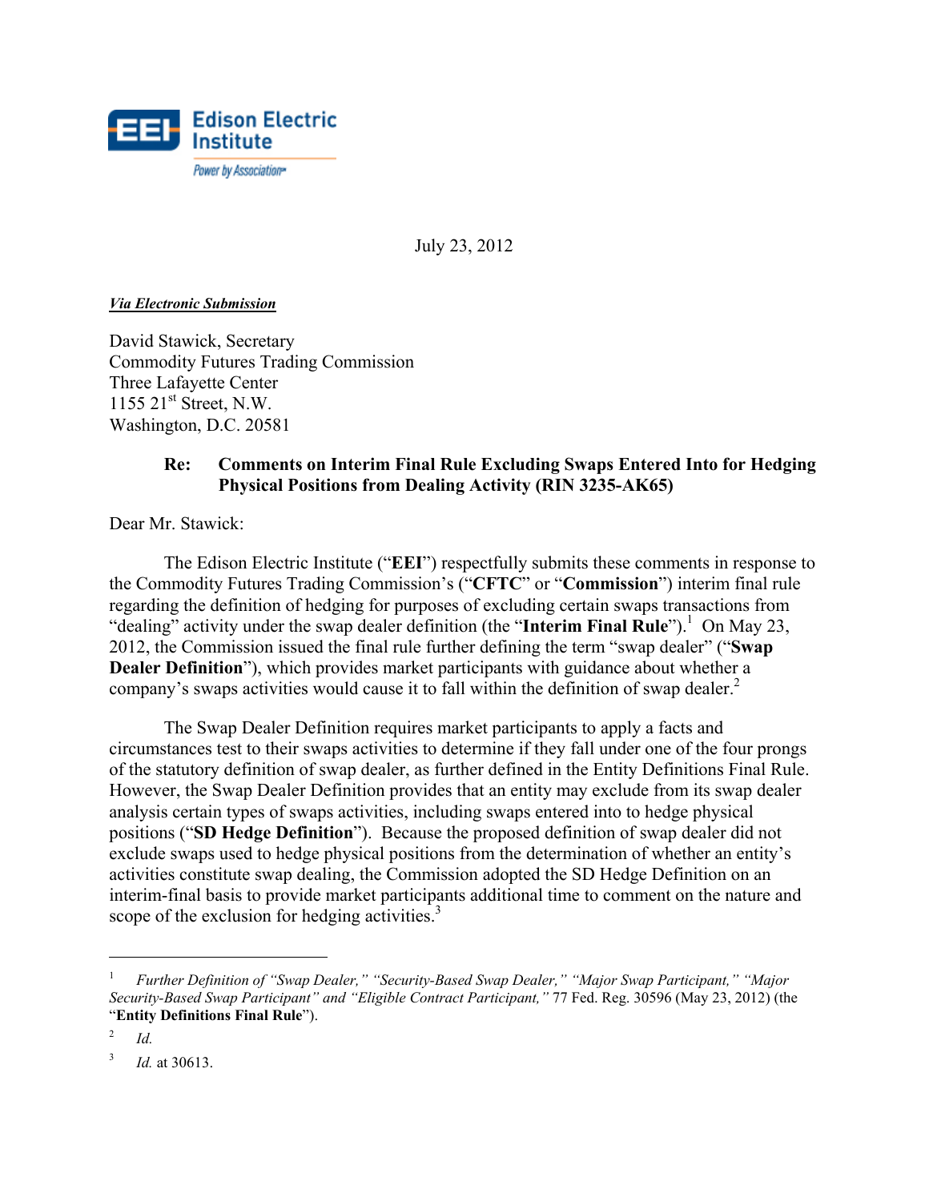Edison Electric Institute

*Power by Association*

July 23, 2012

***Via Electronic Submission***

David Stawick, Secretary
Commodity Futures Trading Commission
Three Lafayette Center
1155 21st Street, N.W.
Washington, D.C. 20581

**Re: Comments on Interim Final Rule Excluding Swaps Entered Into for Hedging Physical Positions from Dealing Activity (RIN 3235-AK65)**

Dear Mr. Stawick:

The Edison Electric Institute ("**EEI**") respectfully submits these comments in response to the Commodity Futures Trading Commission's ("**CFTC**" or "**Commission**") interim final rule regarding the definition of hedging for purposes of excluding certain swaps transactions from "dealing" activity under the swap dealer definition (the "**Interim Final Rule**").[1] On May 23, 2012, the Commission issued the final rule further defining the term "swap dealer" ("**Swap Dealer Definition**"), which provides market participants with guidance about whether a company's swaps activities would cause it to fall within the definition of swap dealer.[2]

The Swap Dealer Definition requires market participants to apply a facts and circumstances test to their swaps activities to determine if they fall under one of the four prongs of the statutory definition of swap dealer, as further defined in the Entity Definitions Final Rule. However, the Swap Dealer Definition provides that an entity may exclude from its swap dealer analysis certain types of swaps activities, including swaps entered into to hedge physical positions ("**SD Hedge Definition**"). Because the proposed definition of swap dealer did not exclude swaps used to hedge physical positions from the determination of whether an entity's activities constitute swap dealing, the Commission adopted the SD Hedge Definition on an interim-final basis to provide market participants additional time to comment on the nature and scope of the exclusion for hedging activities.[3]

---

[1] *Further Definition of "Swap Dealer," "Security-Based Swap Dealer," "Major Swap Participant," "Major Security-Based Swap Participant" and "Eligible Contract Participant,"* 77 Fed. Reg. 30596 (May 23, 2012) (the "**Entity Definitions Final Rule**").

[2] *Id.*

[3] *Id.* at 30613.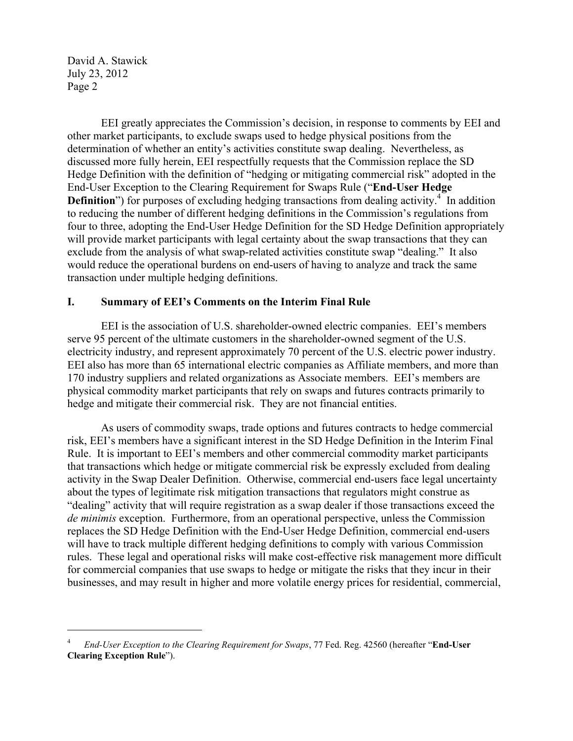EEI greatly appreciates the Commission's decision, in response to comments by EEI and other market participants, to exclude swaps used to hedge physical positions from the determination of whether an entity's activities constitute swap dealing. Nevertheless, as discussed more fully herein, EEI respectfully requests that the Commission replace the SD Hedge Definition with the definition of "hedging or mitigating commercial risk" adopted in the End-User Exception to the Clearing Requirement for Swaps Rule ("**End-User Hedge Definition**") for purposes of excluding hedging transactions from dealing activity.[4] In addition to reducing the number of different hedging definitions in the Commission's regulations from four to three, adopting the End-User Hedge Definition for the SD Hedge Definition appropriately will provide market participants with legal certainty about the swap transactions that they can exclude from the analysis of what swap-related activities constitute swap "dealing." It also would reduce the operational burdens on end-users of having to analyze and track the same transaction under multiple hedging definitions.

## I. Summary of EEI's Comments on the Interim Final Rule

EEI is the association of U.S. shareholder-owned electric companies. EEI's members serve 95 percent of the ultimate customers in the shareholder-owned segment of the U.S. electricity industry, and represent approximately 70 percent of the U.S. electric power industry. EEI also has more than 65 international electric companies as Affiliate members, and more than 170 industry suppliers and related organizations as Associate members. EEI's members are physical commodity market participants that rely on swaps and futures contracts primarily to hedge and mitigate their commercial risk. They are not financial entities.

As users of commodity swaps, trade options and futures contracts to hedge commercial risk, EEI's members have a significant interest in the SD Hedge Definition in the Interim Final Rule. It is important to EEI's members and other commercial commodity market participants that transactions which hedge or mitigate commercial risk be expressly excluded from dealing activity in the Swap Dealer Definition. Otherwise, commercial end-users face legal uncertainty about the types of legitimate risk mitigation transactions that regulators might construe as "dealing" activity that will require registration as a swap dealer if those transactions exceed the *de minimis* exception. Furthermore, from an operational perspective, unless the Commission replaces the SD Hedge Definition with the End-User Hedge Definition, commercial end-users will have to track multiple different hedging definitions to comply with various Commission rules. These legal and operational risks will make cost-effective risk management more difficult for commercial companies that use swaps to hedge or mitigate the risks that they incur in their businesses, and may result in higher and more volatile energy prices for residential, commercial,

---

[4] *End-User Exception to the Clearing Requirement for Swaps*, 77 Fed. Reg. 42560 (hereafter "**End-User Clearing Exception Rule**").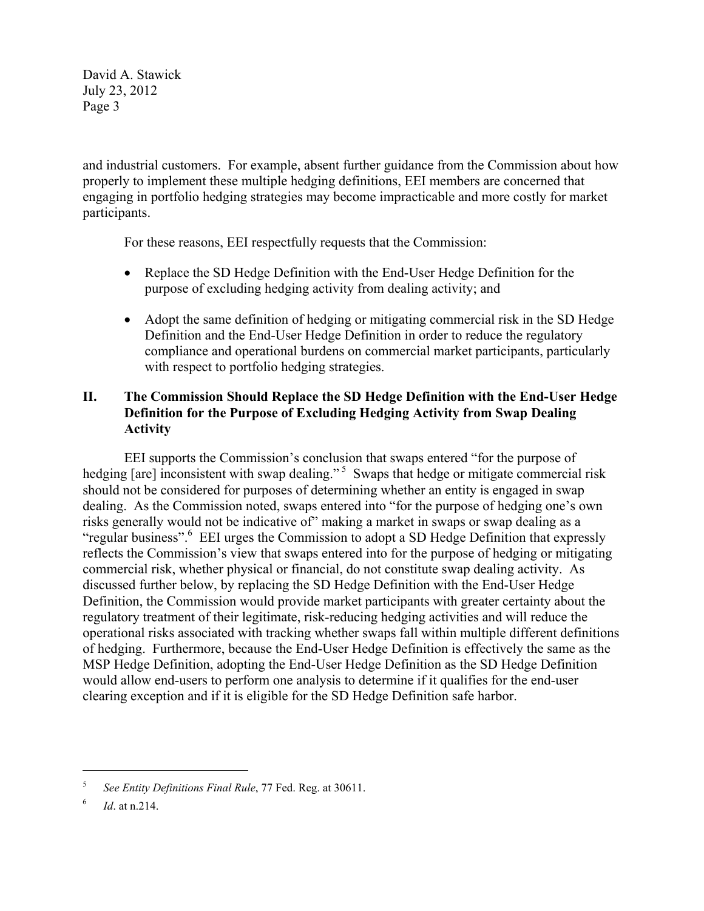and industrial customers. For example, absent further guidance from the Commission about how properly to implement these multiple hedging definitions, EEI members are concerned that engaging in portfolio hedging strategies may become impracticable and more costly for market participants.

For these reasons, EEI respectfully requests that the Commission:

- Replace the SD Hedge Definition with the End-User Hedge Definition for the purpose of excluding hedging activity from dealing activity; and
- Adopt the same definition of hedging or mitigating commercial risk in the SD Hedge Definition and the End-User Hedge Definition in order to reduce the regulatory compliance and operational burdens on commercial market participants, particularly with respect to portfolio hedging strategies.

## II. The Commission Should Replace the SD Hedge Definition with the End-User Hedge Definition for the Purpose of Excluding Hedging Activity from Swap Dealing Activity

EEI supports the Commission's conclusion that swaps entered "for the purpose of hedging [are] inconsistent with swap dealing."[5] Swaps that hedge or mitigate commercial risk should not be considered for purposes of determining whether an entity is engaged in swap dealing. As the Commission noted, swaps entered into "for the purpose of hedging one's own risks generally would not be indicative of" making a market in swaps or swap dealing as a "regular business".[6] EEI urges the Commission to adopt a SD Hedge Definition that expressly reflects the Commission's view that swaps entered into for the purpose of hedging or mitigating commercial risk, whether physical or financial, do not constitute swap dealing activity. As discussed further below, by replacing the SD Hedge Definition with the End-User Hedge Definition, the Commission would provide market participants with greater certainty about the regulatory treatment of their legitimate, risk-reducing hedging activities and will reduce the operational risks associated with tracking whether swaps fall within multiple different definitions of hedging. Furthermore, because the End-User Hedge Definition is effectively the same as the MSP Hedge Definition, adopting the End-User Hedge Definition as the SD Hedge Definition would allow end-users to perform one analysis to determine if it qualifies for the end-user clearing exception and if it is eligible for the SD Hedge Definition safe harbor.

---

[5] *See Entity Definitions Final Rule*, 77 Fed. Reg. at 30611.

[6] *Id*. at n.214.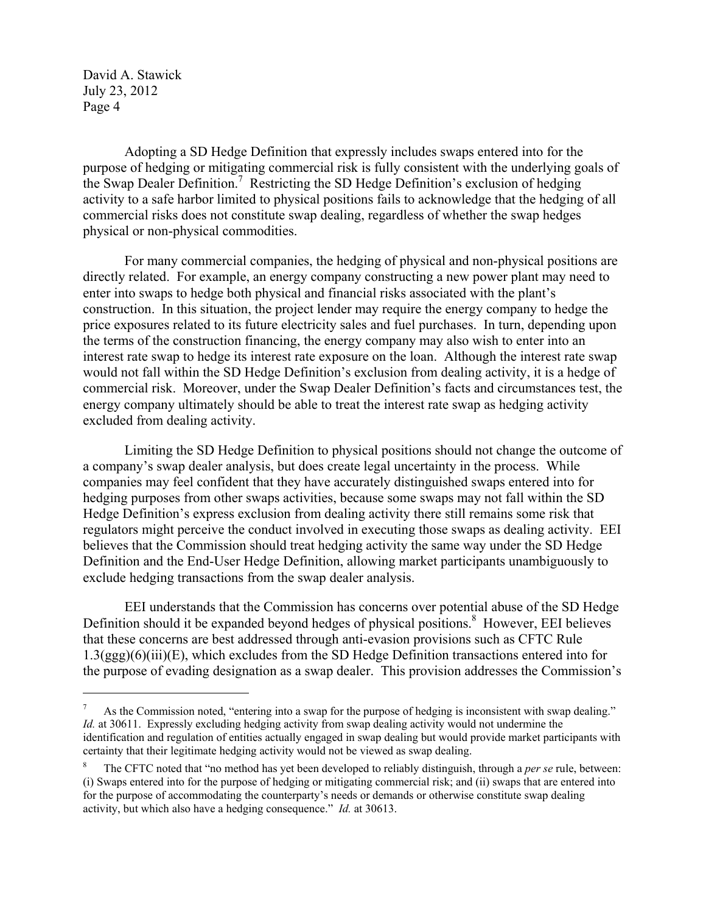Adopting a SD Hedge Definition that expressly includes swaps entered into for the purpose of hedging or mitigating commercial risk is fully consistent with the underlying goals of the Swap Dealer Definition.[7] Restricting the SD Hedge Definition's exclusion of hedging activity to a safe harbor limited to physical positions fails to acknowledge that the hedging of all commercial risks does not constitute swap dealing, regardless of whether the swap hedges physical or non-physical commodities.

For many commercial companies, the hedging of physical and non-physical positions are directly related. For example, an energy company constructing a new power plant may need to enter into swaps to hedge both physical and financial risks associated with the plant's construction. In this situation, the project lender may require the energy company to hedge the price exposures related to its future electricity sales and fuel purchases. In turn, depending upon the terms of the construction financing, the energy company may also wish to enter into an interest rate swap to hedge its interest rate exposure on the loan. Although the interest rate swap would not fall within the SD Hedge Definition's exclusion from dealing activity, it is a hedge of commercial risk. Moreover, under the Swap Dealer Definition's facts and circumstances test, the energy company ultimately should be able to treat the interest rate swap as hedging activity excluded from dealing activity.

Limiting the SD Hedge Definition to physical positions should not change the outcome of a company's swap dealer analysis, but does create legal uncertainty in the process. While companies may feel confident that they have accurately distinguished swaps entered into for hedging purposes from other swaps activities, because some swaps may not fall within the SD Hedge Definition's express exclusion from dealing activity there still remains some risk that regulators might perceive the conduct involved in executing those swaps as dealing activity. EEI believes that the Commission should treat hedging activity the same way under the SD Hedge Definition and the End-User Hedge Definition, allowing market participants unambiguously to exclude hedging transactions from the swap dealer analysis.

EEI understands that the Commission has concerns over potential abuse of the SD Hedge Definition should it be expanded beyond hedges of physical positions.[8] However, EEI believes that these concerns are best addressed through anti-evasion provisions such as CFTC Rule 1.3(ggg)(6)(iii)(E), which excludes from the SD Hedge Definition transactions entered into for the purpose of evading designation as a swap dealer. This provision addresses the Commission's

---

[7] As the Commission noted, "entering into a swap for the purpose of hedging is inconsistent with swap dealing." *Id.* at 30611. Expressly excluding hedging activity from swap dealing activity would not undermine the identification and regulation of entities actually engaged in swap dealing but would provide market participants with certainty that their legitimate hedging activity would not be viewed as swap dealing.

[8] The CFTC noted that "no method has yet been developed to reliably distinguish, through a *per se* rule, between: (i) Swaps entered into for the purpose of hedging or mitigating commercial risk; and (ii) swaps that are entered into for the purpose of accommodating the counterparty's needs or demands or otherwise constitute swap dealing activity, but which also have a hedging consequence." *Id.* at 30613.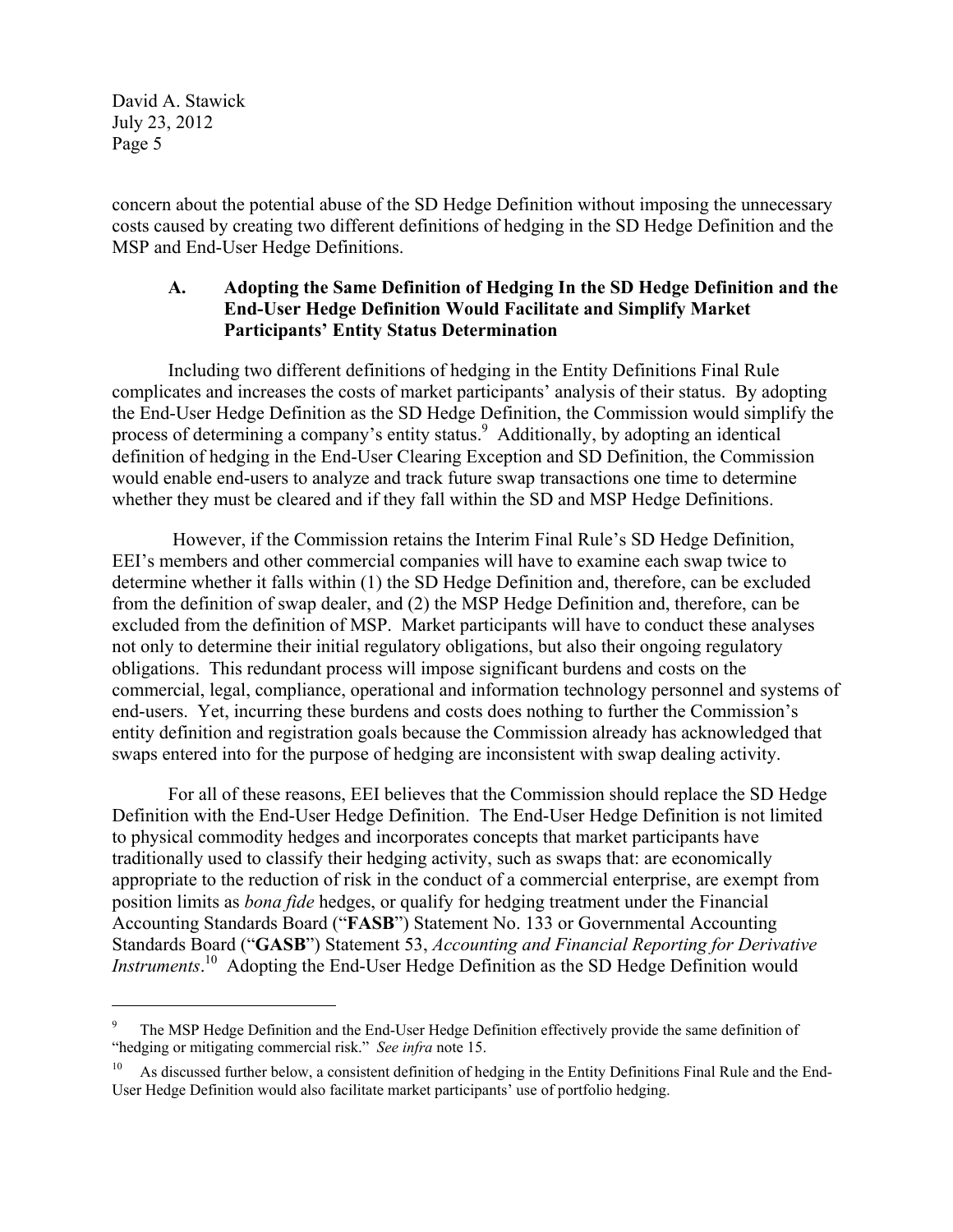concern about the potential abuse of the SD Hedge Definition without imposing the unnecessary costs caused by creating two different definitions of hedging in the SD Hedge Definition and the MSP and End-User Hedge Definitions.

### A. Adopting the Same Definition of Hedging In the SD Hedge Definition and the End-User Hedge Definition Would Facilitate and Simplify Market Participants' Entity Status Determination

Including two different definitions of hedging in the Entity Definitions Final Rule complicates and increases the costs of market participants' analysis of their status. By adopting the End-User Hedge Definition as the SD Hedge Definition, the Commission would simplify the process of determining a company's entity status.[9] Additionally, by adopting an identical definition of hedging in the End-User Clearing Exception and SD Definition, the Commission would enable end-users to analyze and track future swap transactions one time to determine whether they must be cleared and if they fall within the SD and MSP Hedge Definitions.

However, if the Commission retains the Interim Final Rule's SD Hedge Definition, EEI's members and other commercial companies will have to examine each swap twice to determine whether it falls within (1) the SD Hedge Definition and, therefore, can be excluded from the definition of swap dealer, and (2) the MSP Hedge Definition and, therefore, can be excluded from the definition of MSP. Market participants will have to conduct these analyses not only to determine their initial regulatory obligations, but also their ongoing regulatory obligations. This redundant process will impose significant burdens and costs on the commercial, legal, compliance, operational and information technology personnel and systems of end-users. Yet, incurring these burdens and costs does nothing to further the Commission's entity definition and registration goals because the Commission already has acknowledged that swaps entered into for the purpose of hedging are inconsistent with swap dealing activity.

For all of these reasons, EEI believes that the Commission should replace the SD Hedge Definition with the End-User Hedge Definition. The End-User Hedge Definition is not limited to physical commodity hedges and incorporates concepts that market participants have traditionally used to classify their hedging activity, such as swaps that: are economically appropriate to the reduction of risk in the conduct of a commercial enterprise, are exempt from position limits as *bona fide* hedges, or qualify for hedging treatment under the Financial Accounting Standards Board ("**FASB**") Statement No. 133 or Governmental Accounting Standards Board ("**GASB**") Statement 53, *Accounting and Financial Reporting for Derivative Instruments*.[10] Adopting the End-User Hedge Definition as the SD Hedge Definition would

---

[9] The MSP Hedge Definition and the End-User Hedge Definition effectively provide the same definition of "hedging or mitigating commercial risk." *See infra* note 15.

[10] As discussed further below, a consistent definition of hedging in the Entity Definitions Final Rule and the End-User Hedge Definition would also facilitate market participants' use of portfolio hedging.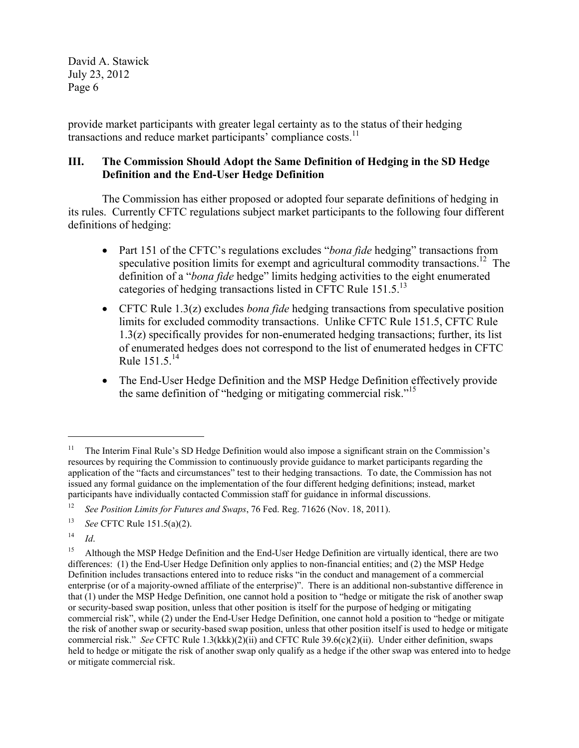provide market participants with greater legal certainty as to the status of their hedging transactions and reduce market participants' compliance costs.[11]

## III. The Commission Should Adopt the Same Definition of Hedging in the SD Hedge Definition and the End-User Hedge Definition

The Commission has either proposed or adopted four separate definitions of hedging in its rules. Currently CFTC regulations subject market participants to the following four different definitions of hedging:

- Part 151 of the CFTC's regulations excludes "*bona fide* hedging" transactions from speculative position limits for exempt and agricultural commodity transactions.[12] The definition of a "*bona fide* hedge" limits hedging activities to the eight enumerated categories of hedging transactions listed in CFTC Rule 151.5.[13]
- CFTC Rule 1.3(z) excludes *bona fide* hedging transactions from speculative position limits for excluded commodity transactions. Unlike CFTC Rule 151.5, CFTC Rule 1.3(z) specifically provides for non-enumerated hedging transactions; further, its list of enumerated hedges does not correspond to the list of enumerated hedges in CFTC Rule 151.5.[14]
- The End-User Hedge Definition and the MSP Hedge Definition effectively provide the same definition of "hedging or mitigating commercial risk."[15]

---

[11] The Interim Final Rule's SD Hedge Definition would also impose a significant strain on the Commission's resources by requiring the Commission to continuously provide guidance to market participants regarding the application of the "facts and circumstances" test to their hedging transactions. To date, the Commission has not issued any formal guidance on the implementation of the four different hedging definitions; instead, market participants have individually contacted Commission staff for guidance in informal discussions.

[12] *See Position Limits for Futures and Swaps*, 76 Fed. Reg. 71626 (Nov. 18, 2011).

[13] *See* CFTC Rule 151.5(a)(2).

[14] *Id*.

[15] Although the MSP Hedge Definition and the End-User Hedge Definition are virtually identical, there are two differences: (1) the End-User Hedge Definition only applies to non-financial entities; and (2) the MSP Hedge Definition includes transactions entered into to reduce risks "in the conduct and management of a commercial enterprise (or of a majority-owned affiliate of the enterprise)". There is an additional non-substantive difference in that (1) under the MSP Hedge Definition, one cannot hold a position to "hedge or mitigate the risk of another swap or security-based swap position, unless that other position is itself for the purpose of hedging or mitigating commercial risk", while (2) under the End-User Hedge Definition, one cannot hold a position to "hedge or mitigate the risk of another swap or security-based swap position, unless that other position itself is used to hedge or mitigate commercial risk." *See* CFTC Rule 1.3(kkk)(2)(ii) and CFTC Rule 39.6(c)(2)(ii). Under either definition, swaps held to hedge or mitigate the risk of another swap only qualify as a hedge if the other swap was entered into to hedge or mitigate commercial risk.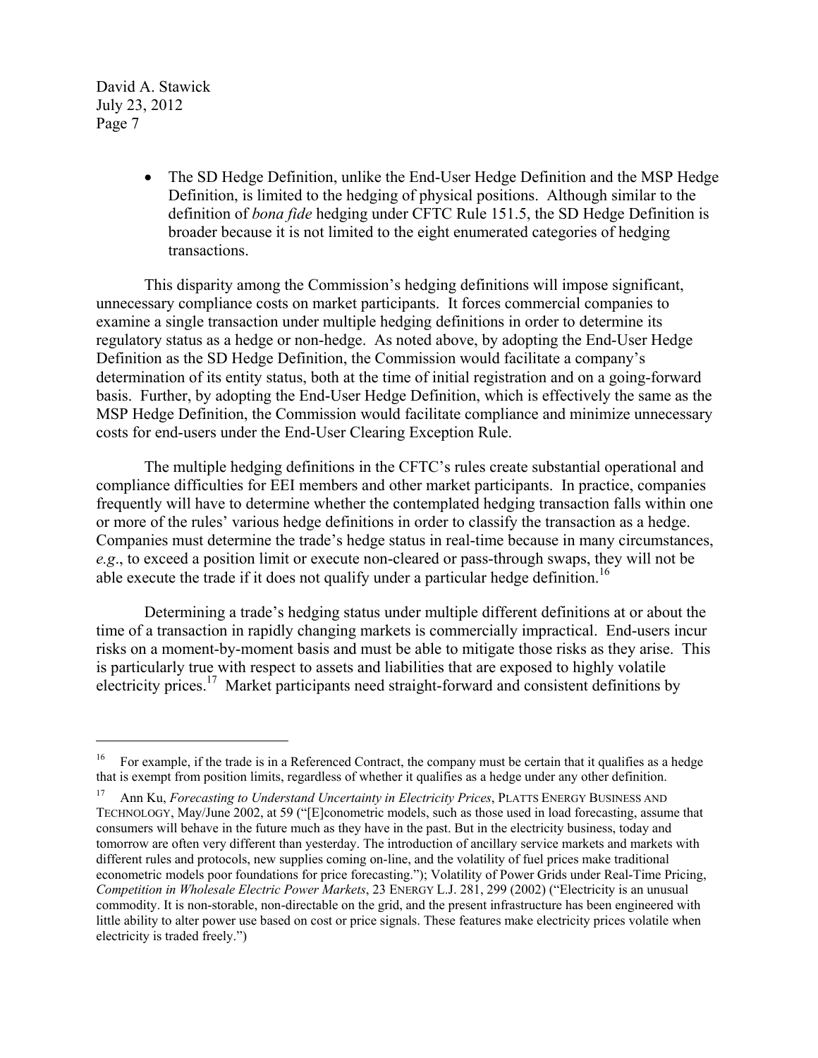- The SD Hedge Definition, unlike the End-User Hedge Definition and the MSP Hedge Definition, is limited to the hedging of physical positions. Although similar to the definition of *bona fide* hedging under CFTC Rule 151.5, the SD Hedge Definition is broader because it is not limited to the eight enumerated categories of hedging transactions.

This disparity among the Commission's hedging definitions will impose significant, unnecessary compliance costs on market participants. It forces commercial companies to examine a single transaction under multiple hedging definitions in order to determine its regulatory status as a hedge or non-hedge. As noted above, by adopting the End-User Hedge Definition as the SD Hedge Definition, the Commission would facilitate a company's determination of its entity status, both at the time of initial registration and on a going-forward basis. Further, by adopting the End-User Hedge Definition, which is effectively the same as the MSP Hedge Definition, the Commission would facilitate compliance and minimize unnecessary costs for end-users under the End-User Clearing Exception Rule.

The multiple hedging definitions in the CFTC's rules create substantial operational and compliance difficulties for EEI members and other market participants. In practice, companies frequently will have to determine whether the contemplated hedging transaction falls within one or more of the rules' various hedge definitions in order to classify the transaction as a hedge. Companies must determine the trade's hedge status in real-time because in many circumstances, *e.g*., to exceed a position limit or execute non-cleared or pass-through swaps, they will not be able execute the trade if it does not qualify under a particular hedge definition.[16]

Determining a trade's hedging status under multiple different definitions at or about the time of a transaction in rapidly changing markets is commercially impractical. End-users incur risks on a moment-by-moment basis and must be able to mitigate those risks as they arise. This is particularly true with respect to assets and liabilities that are exposed to highly volatile electricity prices.[17] Market participants need straight-forward and consistent definitions by

---

[16] For example, if the trade is in a Referenced Contract, the company must be certain that it qualifies as a hedge that is exempt from position limits, regardless of whether it qualifies as a hedge under any other definition.

[17] Ann Ku, *Forecasting to Understand Uncertainty in Electricity Prices*, PLATTS ENERGY BUSINESS AND TECHNOLOGY, May/June 2002, at 59 ("[E]conometric models, such as those used in load forecasting, assume that consumers will behave in the future much as they have in the past. But in the electricity business, today and tomorrow are often very different than yesterday. The introduction of ancillary service markets and markets with different rules and protocols, new supplies coming on-line, and the volatility of fuel prices make traditional econometric models poor foundations for price forecasting."); Volatility of Power Grids under Real-Time Pricing, *Competition in Wholesale Electric Power Markets*, 23 ENERGY L.J. 281, 299 (2002) ("Electricity is an unusual commodity. It is non-storable, non-directable on the grid, and the present infrastructure has been engineered with little ability to alter power use based on cost or price signals. These features make electricity prices volatile when electricity is traded freely.")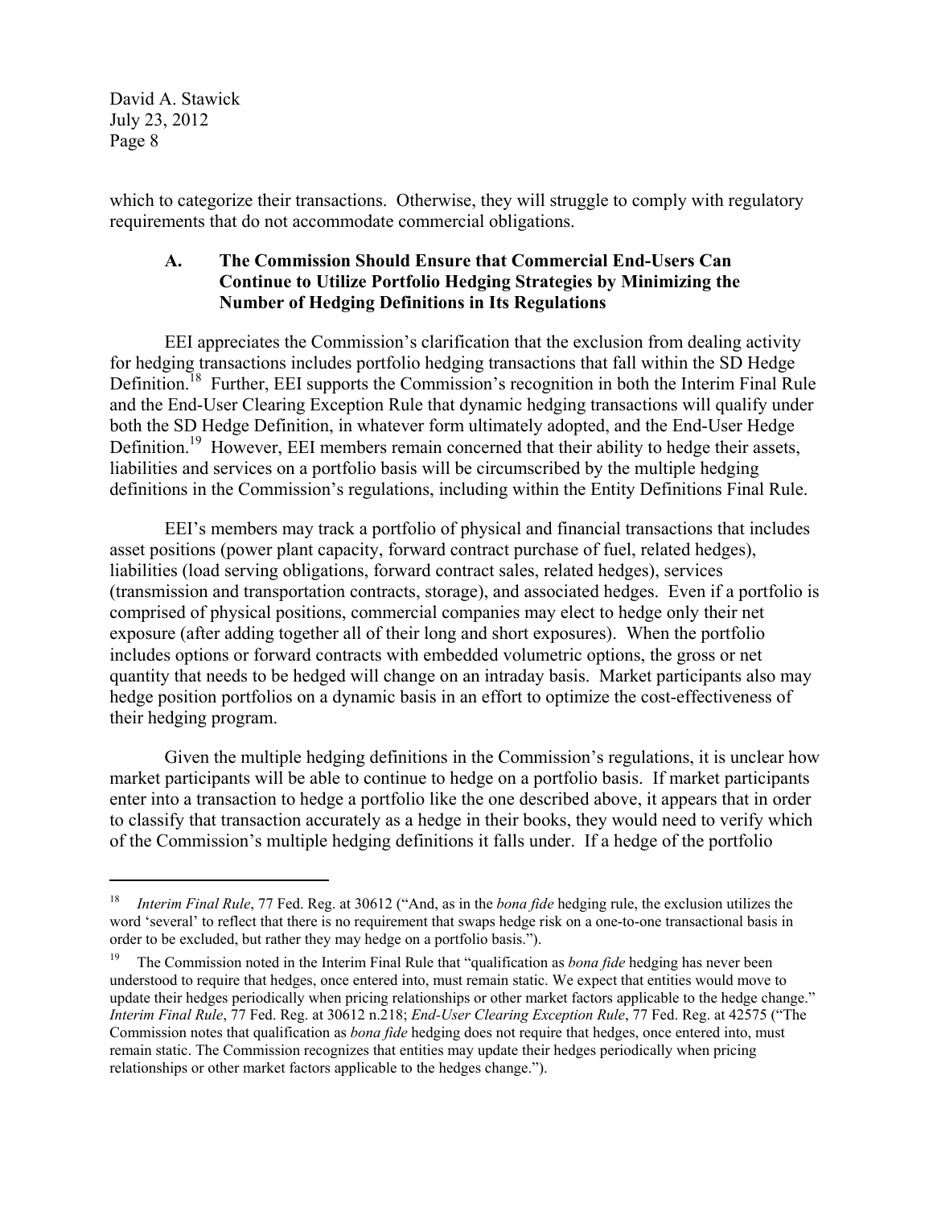which to categorize their transactions. Otherwise, they will struggle to comply with regulatory requirements that do not accommodate commercial obligations.

### A. The Commission Should Ensure that Commercial End-Users Can Continue to Utilize Portfolio Hedging Strategies by Minimizing the Number of Hedging Definitions in Its Regulations

EEI appreciates the Commission's clarification that the exclusion from dealing activity for hedging transactions includes portfolio hedging transactions that fall within the SD Hedge Definition.[18] Further, EEI supports the Commission's recognition in both the Interim Final Rule and the End-User Clearing Exception Rule that dynamic hedging transactions will qualify under both the SD Hedge Definition, in whatever form ultimately adopted, and the End-User Hedge Definition.[19] However, EEI members remain concerned that their ability to hedge their assets, liabilities and services on a portfolio basis will be circumscribed by the multiple hedging definitions in the Commission's regulations, including within the Entity Definitions Final Rule.

EEI's members may track a portfolio of physical and financial transactions that includes asset positions (power plant capacity, forward contract purchase of fuel, related hedges), liabilities (load serving obligations, forward contract sales, related hedges), services (transmission and transportation contracts, storage), and associated hedges. Even if a portfolio is comprised of physical positions, commercial companies may elect to hedge only their net exposure (after adding together all of their long and short exposures). When the portfolio includes options or forward contracts with embedded volumetric options, the gross or net quantity that needs to be hedged will change on an intraday basis. Market participants also may hedge position portfolios on a dynamic basis in an effort to optimize the cost-effectiveness of their hedging program.

Given the multiple hedging definitions in the Commission's regulations, it is unclear how market participants will be able to continue to hedge on a portfolio basis. If market participants enter into a transaction to hedge a portfolio like the one described above, it appears that in order to classify that transaction accurately as a hedge in their books, they would need to verify which of the Commission's multiple hedging definitions it falls under. If a hedge of the portfolio

---

[18] *Interim Final Rule*, 77 Fed. Reg. at 30612 ("And, as in the *bona fide* hedging rule, the exclusion utilizes the word 'several' to reflect that there is no requirement that swaps hedge risk on a one-to-one transactional basis in order to be excluded, but rather they may hedge on a portfolio basis.").

[19] The Commission noted in the Interim Final Rule that "qualification as *bona fide* hedging has never been understood to require that hedges, once entered into, must remain static. We expect that entities would move to update their hedges periodically when pricing relationships or other market factors applicable to the hedge change." *Interim Final Rule*, 77 Fed. Reg. at 30612 n.218; *End-User Clearing Exception Rule*, 77 Fed. Reg. at 42575 ("The Commission notes that qualification as *bona fide* hedging does not require that hedges, once entered into, must remain static. The Commission recognizes that entities may update their hedges periodically when pricing relationships or other market factors applicable to the hedges change.").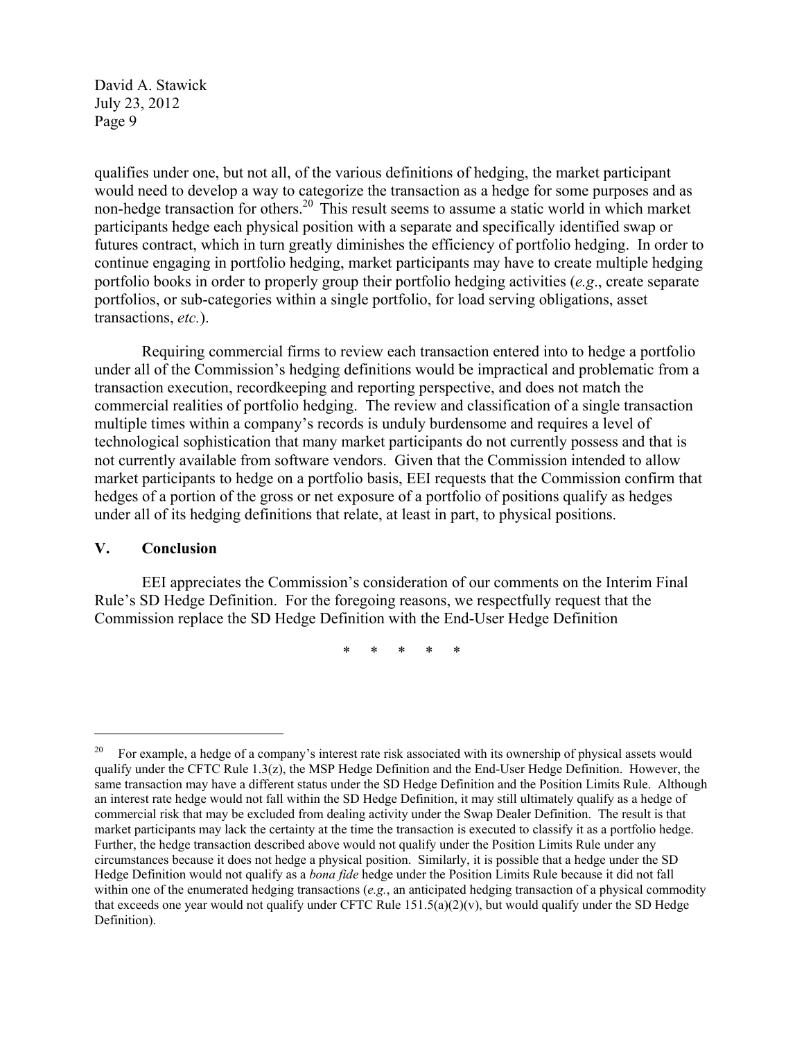qualifies under one, but not all, of the various definitions of hedging, the market participant would need to develop a way to categorize the transaction as a hedge for some purposes and as non-hedge transaction for others.[20] This result seems to assume a static world in which market participants hedge each physical position with a separate and specifically identified swap or futures contract, which in turn greatly diminishes the efficiency of portfolio hedging. In order to continue engaging in portfolio hedging, market participants may have to create multiple hedging portfolio books in order to properly group their portfolio hedging activities (*e.g*., create separate portfolios, or sub-categories within a single portfolio, for load serving obligations, asset transactions, *etc.*).

Requiring commercial firms to review each transaction entered into to hedge a portfolio under all of the Commission's hedging definitions would be impractical and problematic from a transaction execution, recordkeeping and reporting perspective, and does not match the commercial realities of portfolio hedging. The review and classification of a single transaction multiple times within a company's records is unduly burdensome and requires a level of technological sophistication that many market participants do not currently possess and that is not currently available from software vendors. Given that the Commission intended to allow market participants to hedge on a portfolio basis, EEI requests that the Commission confirm that hedges of a portion of the gross or net exposure of a portfolio of positions qualify as hedges under all of its hedging definitions that relate, at least in part, to physical positions.

## V. Conclusion

EEI appreciates the Commission's consideration of our comments on the Interim Final Rule's SD Hedge Definition. For the foregoing reasons, we respectfully request that the Commission replace the SD Hedge Definition with the End-User Hedge Definition

\* \* \* \* \*

---

[20] For example, a hedge of a company's interest rate risk associated with its ownership of physical assets would qualify under the CFTC Rule 1.3(z), the MSP Hedge Definition and the End-User Hedge Definition. However, the same transaction may have a different status under the SD Hedge Definition and the Position Limits Rule. Although an interest rate hedge would not fall within the SD Hedge Definition, it may still ultimately qualify as a hedge of commercial risk that may be excluded from dealing activity under the Swap Dealer Definition. The result is that market participants may lack the certainty at the time the transaction is executed to classify it as a portfolio hedge. Further, the hedge transaction described above would not qualify under the Position Limits Rule under any circumstances because it does not hedge a physical position. Similarly, it is possible that a hedge under the SD Hedge Definition would not qualify as a *bona fide* hedge under the Position Limits Rule because it did not fall within one of the enumerated hedging transactions (*e.g.*, an anticipated hedging transaction of a physical commodity that exceeds one year would not qualify under CFTC Rule 151.5(a)(2)(v), but would qualify under the SD Hedge Definition).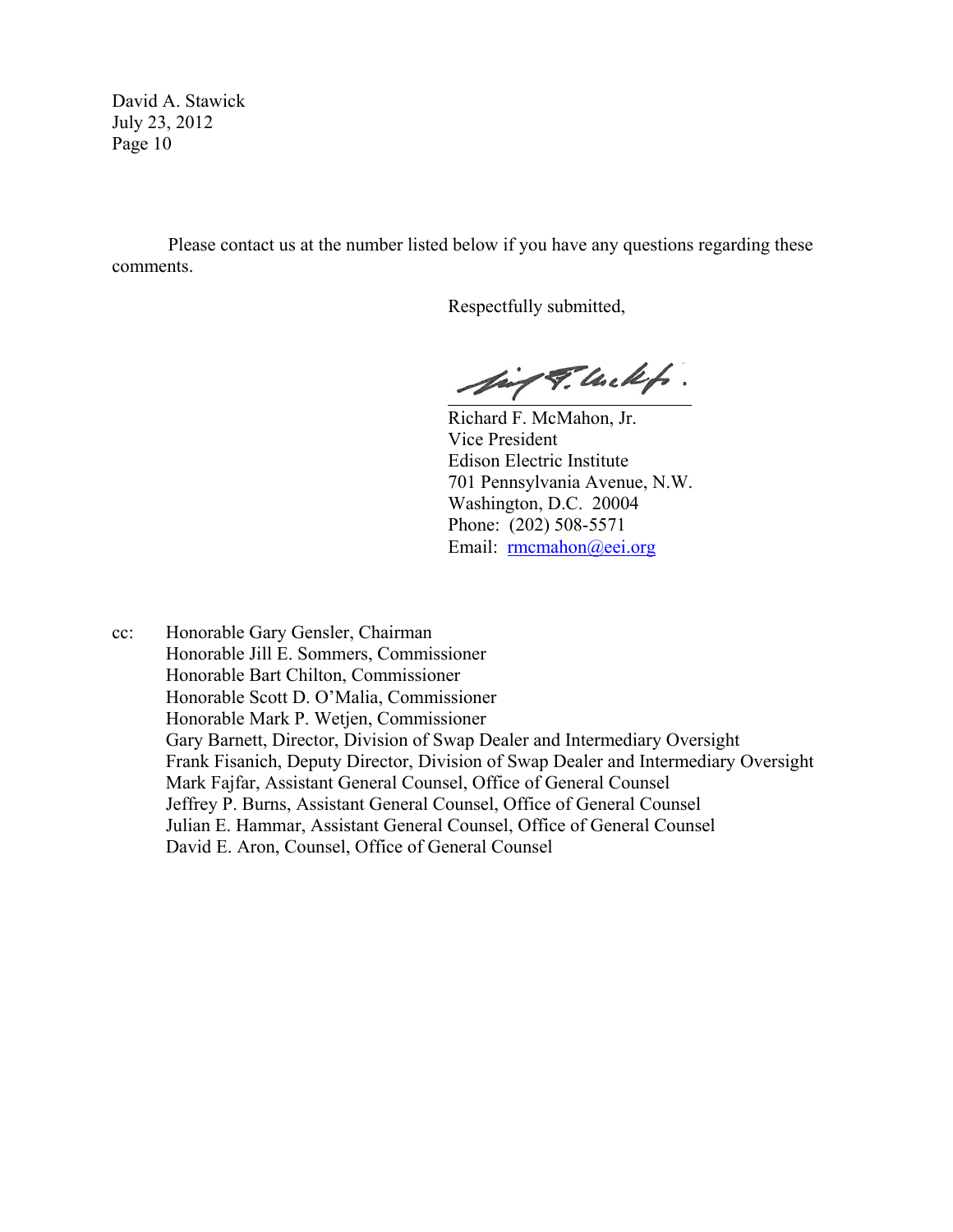Please contact us at the number listed below if you have any questions regarding these comments.

Respectfully submitted,

Richard F. McMahon, Jr.
Vice President
Edison Electric Institute
701 Pennsylvania Avenue, N.W.
Washington, D.C. 20004
Phone: (202) 508-5571
Email: rmcmahon@eei.org

cc: Honorable Gary Gensler, Chairman
Honorable Jill E. Sommers, Commissioner
Honorable Bart Chilton, Commissioner
Honorable Scott D. O'Malia, Commissioner
Honorable Mark P. Wetjen, Commissioner
Gary Barnett, Director, Division of Swap Dealer and Intermediary Oversight
Frank Fisanich, Deputy Director, Division of Swap Dealer and Intermediary Oversight
Mark Fajfar, Assistant General Counsel, Office of General Counsel
Jeffrey P. Burns, Assistant General Counsel, Office of General Counsel
Julian E. Hammar, Assistant General Counsel, Office of General Counsel
David E. Aron, Counsel, Office of General Counsel